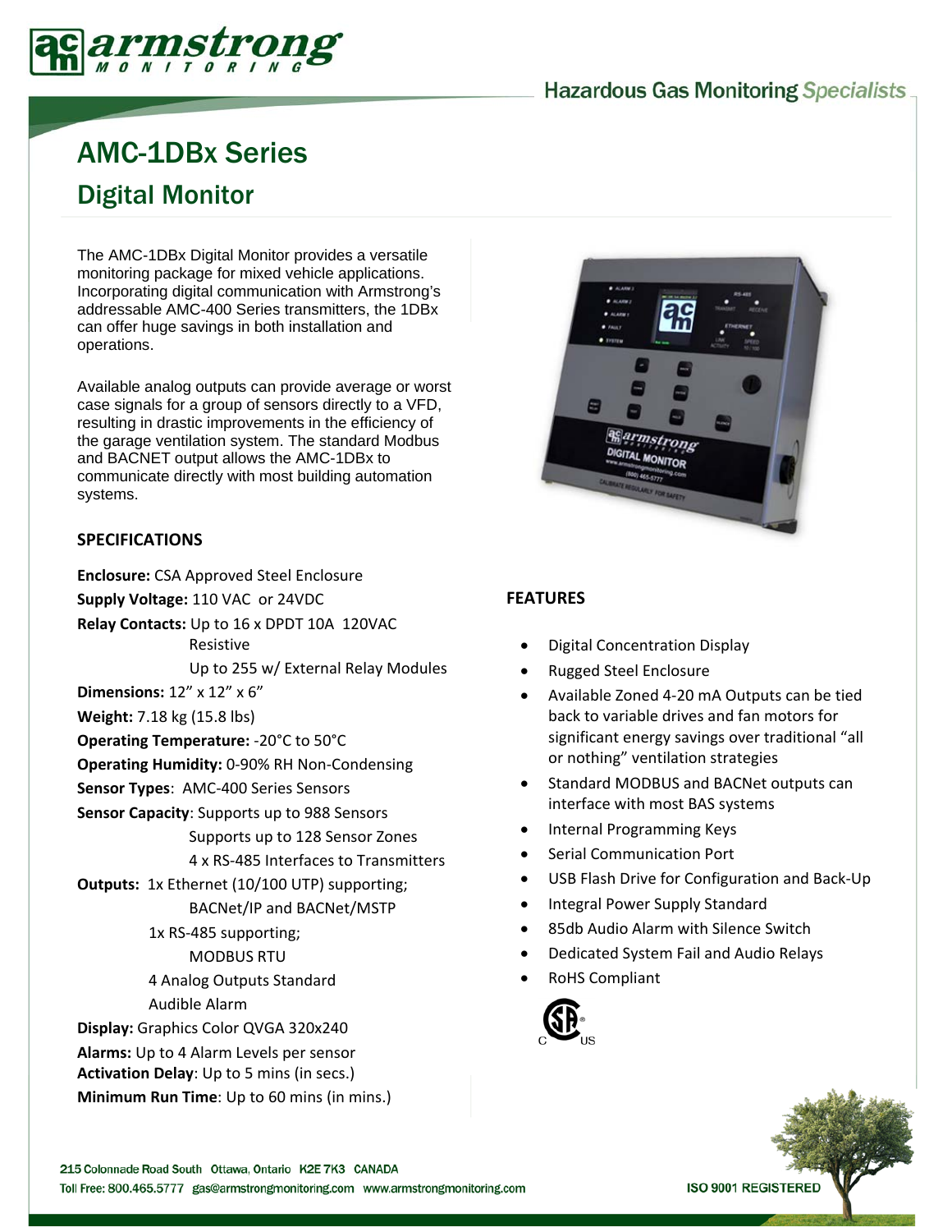# AMC-1DBx Series

## Digital Monitor

Hazardous Gas Monitoring Specialists

The AMC-1DBx Digital Monitor provides a versatile monitoring package for mixed vehicle applications. Incorporating digital communication with Armstrong's addressable AMC-400 Series transmitters, the 1DBx can offer huge savings in both installation and operations.

Available analog outputs can provide average or worst case signals for a group of sensors directly to a VFD, resulting in drastic improvements in the efficiency of the garage ventilation system. The standard Modbus and BACNET output allows the AMC-1DBx to communicate directly with most building automation systems.

### SPECIFICATIONS

**Enclosure:** CSA Approved Steel Enclosure
**Supply Voltage:** 110 VAC or 24VDC
**Relay Contacts:** Up to 16 x DPDT 10A 120VAC Resistive
Up to 255 w/ External Relay Modules
**Dimensions:** 12" x 12" x 6"
**Weight:** 7.18 kg (15.8 lbs)
**Operating Temperature:** -20°C to 50°C
**Operating Humidity:** 0-90% RH Non-Condensing
**Sensor Types**: AMC-400 Series Sensors
**Sensor Capacity**: Supports up to 988 Sensors
Supports up to 128 Sensor Zones
4 x RS-485 Interfaces to Transmitters
**Outputs:** 1x Ethernet (10/100 UTP) supporting;
BACNet/IP and BACNet/MSTP
1x RS-485 supporting;
MODBUS RTU
4 Analog Outputs Standard
Audible Alarm
**Display:** Graphics Color QVGA 320x240
**Alarms:** Up to 4 Alarm Levels per sensor
**Activation Delay**: Up to 5 mins (in secs.)
**Minimum Run Time**: Up to 60 mins (in mins.)

### FEATURES

- Digital Concentration Display
- Rugged Steel Enclosure
- Available Zoned 4-20 mA Outputs can be tied back to variable drives and fan motors for significant energy savings over traditional "all or nothing" ventilation strategies
- Standard MODBUS and BACNet outputs can interface with most BAS systems
- Internal Programming Keys
- Serial Communication Port
- USB Flash Drive for Configuration and Back-Up
- Integral Power Supply Standard
- 85db Audio Alarm with Silence Switch
- Dedicated System Fail and Audio Relays
- RoHS Compliant

215 Colonnade Road South Ottawa, Ontario K2E 7K3 CANADA
Toll Free: 800.465.5777 gas@armstrongmonitoring.com www.armstrongmonitoring.com

ISO 9001 REGISTERED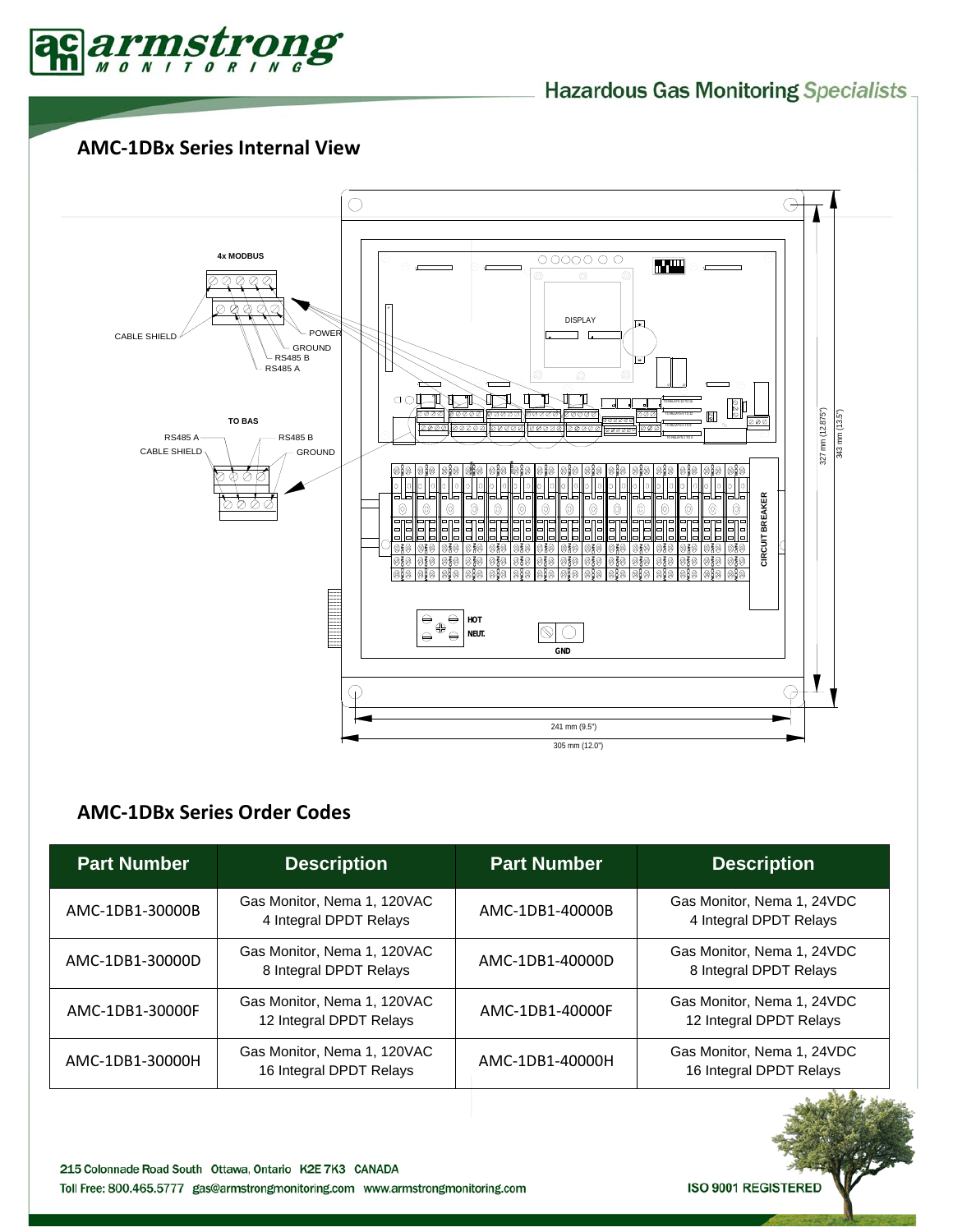## AMC-1DBx Series Internal View

4x MODBUS

CABLE SHIELD

POWER

GROUND

RS485 B

RS485 A

TO BAS

RS485 A

RS485 B

CABLE SHIELD

GROUND

DISPLAY

CIRCUIT BREAKER

HOT

NEUT.

GND

327 mm (12.875")

343 mm (13.5")

241 mm (9.5")

305 mm (12.0")

## AMC-1DBx Series Order Codes

| Part Number | Description | Part Number | Description |
|---|---|---|---|
| AMC-1DB1-30000B | Gas Monitor, Nema 1, 120VAC 4 Integral DPDT Relays | AMC-1DB1-40000B | Gas Monitor, Nema 1, 24VDC 4 Integral DPDT Relays |
| AMC-1DB1-30000D | Gas Monitor, Nema 1, 120VAC 8 Integral DPDT Relays | AMC-1DB1-40000D | Gas Monitor, Nema 1, 24VDC 8 Integral DPDT Relays |
| AMC-1DB1-30000F | Gas Monitor, Nema 1, 120VAC 12 Integral DPDT Relays | AMC-1DB1-40000F | Gas Monitor, Nema 1, 24VDC 12 Integral DPDT Relays |
| AMC-1DB1-30000H | Gas Monitor, Nema 1, 120VAC 16 Integral DPDT Relays | AMC-1DB1-40000H | Gas Monitor, Nema 1, 24VDC 16 Integral DPDT Relays |

215 Colonnade Road South Ottawa, Ontario K2E 7K3 CANADA

Toll Free: 800.465.5777 gas@armstrongmonitoring.com www.armstrongmonitoring.com

ISO 9001 REGISTERED